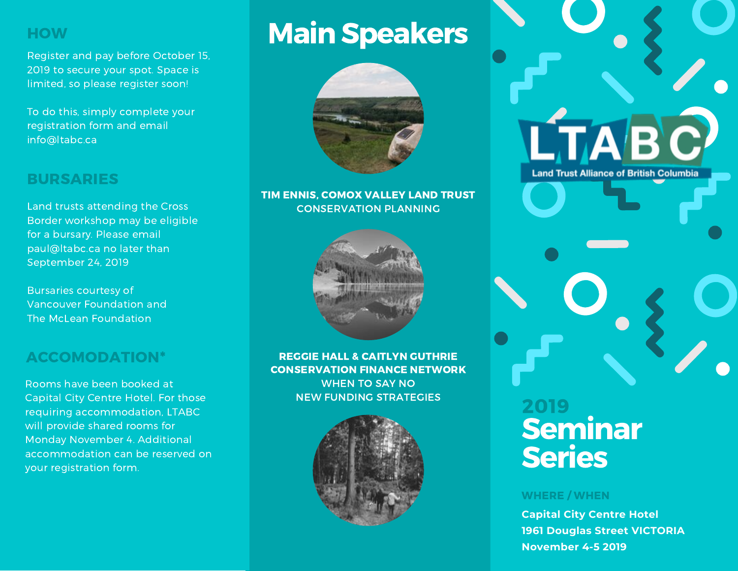## HOW

Register and pay before October 15, 2019 to secure your spot. Space is limited, so please register soon!

To do this, simply complete your registration form and email info@ltabc.ca

## BURSARIES

Land trusts attending the Cross Border workshop may be eligible for a bursary. Please email paul@ltabc.ca no later than September 24, 2019

Bursaries courtesy of Vancouver Foundation and The McLean Foundation

## ACCOMODATION*

Rooms have been booked at Capital City Centre Hotel. For those requiring accommodation, LTABC will provide shared rooms for Monday November 4. Additional accommodation can be reserved on your registration form.

# Main Speakers

**TIM ENNIS, COMOX VALLEY LAND TRUST**
CONSERVATION PLANNING

**REGGIE HALL & CAITLYN GUTHRIE**
**CONSERVATION FINANCE NETWORK**
WHEN TO SAY NO
NEW FUNDING STRATEGIES

LTABC
Land Trust Alliance of British Columbia

## 2019 Seminar Series

**WHERE / WHEN**

**Capital City Centre Hotel**
**1961 Douglas Street VICTORIA**
**November 4-5 2019**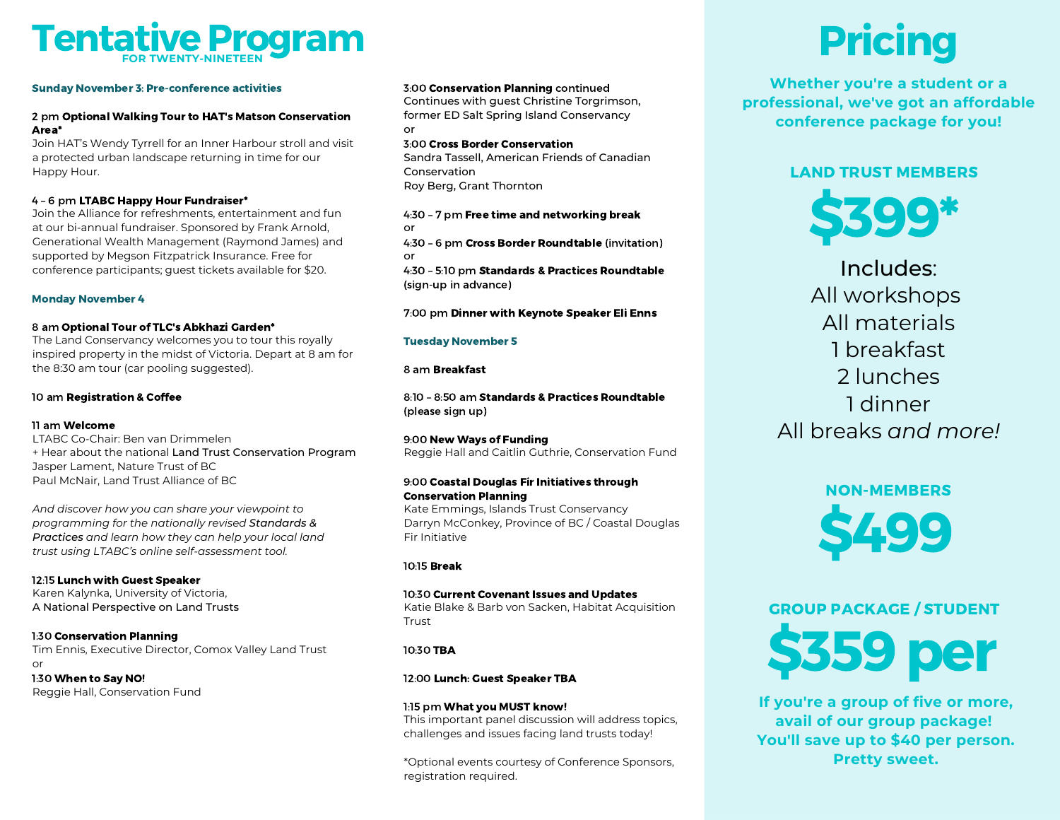# Tentative Program

FOR TWENTY-NINETEEN

### Sunday November 3: Pre-conference activities

2 pm **Optional Walking Tour to HAT's Matson Conservation Area***
Join HAT's Wendy Tyrrell for an Inner Harbour stroll and visit a protected urban landscape returning in time for our Happy Hour.

4 – 6 pm **LTABC Happy Hour Fundraiser***
Join the Alliance for refreshments, entertainment and fun at our bi-annual fundraiser. Sponsored by Frank Arnold, Generational Wealth Management (Raymond James) and supported by Megson Fitzpatrick Insurance. Free for conference participants; guest tickets available for $20.

### Monday November 4

8 am **Optional Tour of TLC's Abkhazi Garden***
The Land Conservancy welcomes you to tour this royally inspired property in the midst of Victoria. Depart at 8 am for the 8:30 am tour (car pooling suggested).

10 am **Registration & Coffee**

11 am **Welcome**
LTABC Co-Chair: Ben van Drimmelen
+ Hear about the national **Land Trust Conservation Program**
Jasper Lament, Nature Trust of BC
Paul McNair, Land Trust Alliance of BC

*And discover how you can share your viewpoint to programming for the nationally revised **Standards & Practices** and learn how they can help your local land trust using LTABC's online self-assessment tool.*

12:15 **Lunch with Guest Speaker**
Karen Kalynka, University of Victoria,
A National Perspective on Land Trusts

1:30 **Conservation Planning**
Tim Ennis, Executive Director, Comox Valley Land Trust
or
1:30 **When to Say NO!**
Reggie Hall, Conservation Fund

3:00 **Conservation Planning** continued
Continues with guest Christine Torgrimson, former ED Salt Spring Island Conservancy
or
3:00 **Cross Border Conservation**
Sandra Tassell, American Friends of Canadian Conservation
Roy Berg, Grant Thornton

4:30 – 7 pm **Free time and networking break**
or
4:30 – 6 pm **Cross Border Roundtable** (invitation)
or
4:30 – 5:10 pm **Standards & Practices Roundtable (sign-up in advance)**

7:00 pm **Dinner with Keynote Speaker Eli Enns**

### Tuesday November 5

8 am **Breakfast**

8:10 – 8:50 am **Standards & Practices Roundtable (please sign up)**

9:00 **New Ways of Funding**
Reggie Hall and Caitlin Guthrie, Conservation Fund

9:00 **Coastal Douglas Fir Initiatives through Conservation Planning**
Kate Emmings, Islands Trust Conservancy
Darryn McConkey, Province of BC / Coastal Douglas Fir Initiative

10:15 **Break**

10:30 **Current Covenant Issues and Updates**
Katie Blake & Barb von Sacken, Habitat Acquisition Trust

10:30 **TBA**

12:00 **Lunch: Guest Speaker TBA**

1:15 pm **What you MUST know!**
This important panel discussion will address topics, challenges and issues facing land trusts today!

*Optional events courtesy of Conference Sponsors, registration required.

# Pricing

**Whether you're a student or a professional, we've got an affordable conference package for you!**

## LAND TRUST MEMBERS

# $399*

Includes:
All workshops
All materials
1 breakfast
2 lunches
1 dinner
All breaks *and more!*

## NON-MEMBERS

# $499

## GROUP PACKAGE / STUDENT

# $359 per

**If you're a group of five or more, avail of our group package! You'll save up to $40 per person. Pretty sweet.**